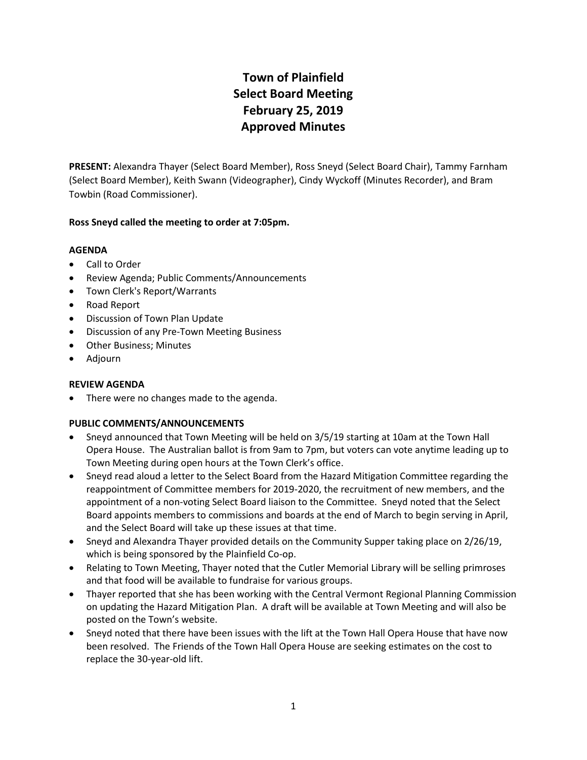# Town of Plainfield
# Select Board Meeting
# February 25, 2019
# Approved Minutes

**PRESENT:** Alexandra Thayer (Select Board Member), Ross Sneyd (Select Board Chair), Tammy Farnham (Select Board Member), Keith Swann (Videographer), Cindy Wyckoff (Minutes Recorder), and Bram Towbin (Road Commissioner).

**Ross Sneyd called the meeting to order at 7:05pm.**

**AGENDA**

- Call to Order
- Review Agenda; Public Comments/Announcements
- Town Clerk's Report/Warrants
- Road Report
- Discussion of Town Plan Update
- Discussion of any Pre-Town Meeting Business
- Other Business; Minutes
- Adjourn

**REVIEW AGENDA**

- There were no changes made to the agenda.

**PUBLIC COMMENTS/ANNOUNCEMENTS**

- Sneyd announced that Town Meeting will be held on 3/5/19 starting at 10am at the Town Hall Opera House. The Australian ballot is from 9am to 7pm, but voters can vote anytime leading up to Town Meeting during open hours at the Town Clerk's office.
- Sneyd read aloud a letter to the Select Board from the Hazard Mitigation Committee regarding the reappointment of Committee members for 2019-2020, the recruitment of new members, and the appointment of a non-voting Select Board liaison to the Committee. Sneyd noted that the Select Board appoints members to commissions and boards at the end of March to begin serving in April, and the Select Board will take up these issues at that time.
- Sneyd and Alexandra Thayer provided details on the Community Supper taking place on 2/26/19, which is being sponsored by the Plainfield Co-op.
- Relating to Town Meeting, Thayer noted that the Cutler Memorial Library will be selling primroses and that food will be available to fundraise for various groups.
- Thayer reported that she has been working with the Central Vermont Regional Planning Commission on updating the Hazard Mitigation Plan. A draft will be available at Town Meeting and will also be posted on the Town's website.
- Sneyd noted that there have been issues with the lift at the Town Hall Opera House that have now been resolved. The Friends of the Town Hall Opera House are seeking estimates on the cost to replace the 30-year-old lift.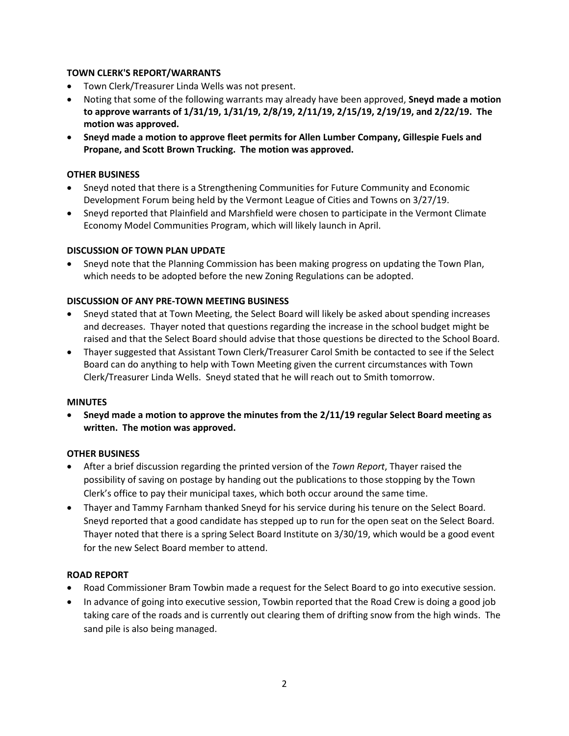### TOWN CLERK'S REPORT/WARRANTS

- Town Clerk/Treasurer Linda Wells was not present.
- Noting that some of the following warrants may already have been approved, **Sneyd made a motion to approve warrants of 1/31/19, 1/31/19, 2/8/19, 2/11/19, 2/15/19, 2/19/19, and 2/22/19. The motion was approved.**
- **Sneyd made a motion to approve fleet permits for Allen Lumber Company, Gillespie Fuels and Propane, and Scott Brown Trucking. The motion was approved.**

### OTHER BUSINESS

- Sneyd noted that there is a Strengthening Communities for Future Community and Economic Development Forum being held by the Vermont League of Cities and Towns on 3/27/19.
- Sneyd reported that Plainfield and Marshfield were chosen to participate in the Vermont Climate Economy Model Communities Program, which will likely launch in April.

### DISCUSSION OF TOWN PLAN UPDATE

- Sneyd note that the Planning Commission has been making progress on updating the Town Plan, which needs to be adopted before the new Zoning Regulations can be adopted.

### DISCUSSION OF ANY PRE-TOWN MEETING BUSINESS

- Sneyd stated that at Town Meeting, the Select Board will likely be asked about spending increases and decreases. Thayer noted that questions regarding the increase in the school budget might be raised and that the Select Board should advise that those questions be directed to the School Board.
- Thayer suggested that Assistant Town Clerk/Treasurer Carol Smith be contacted to see if the Select Board can do anything to help with Town Meeting given the current circumstances with Town Clerk/Treasurer Linda Wells. Sneyd stated that he will reach out to Smith tomorrow.

### MINUTES

- **Sneyd made a motion to approve the minutes from the 2/11/19 regular Select Board meeting as written. The motion was approved.**

### OTHER BUSINESS

- After a brief discussion regarding the printed version of the *Town Report*, Thayer raised the possibility of saving on postage by handing out the publications to those stopping by the Town Clerk's office to pay their municipal taxes, which both occur around the same time.
- Thayer and Tammy Farnham thanked Sneyd for his service during his tenure on the Select Board. Sneyd reported that a good candidate has stepped up to run for the open seat on the Select Board. Thayer noted that there is a spring Select Board Institute on 3/30/19, which would be a good event for the new Select Board member to attend.

### ROAD REPORT

- Road Commissioner Bram Towbin made a request for the Select Board to go into executive session.
- In advance of going into executive session, Towbin reported that the Road Crew is doing a good job taking care of the roads and is currently out clearing them of drifting snow from the high winds. The sand pile is also being managed.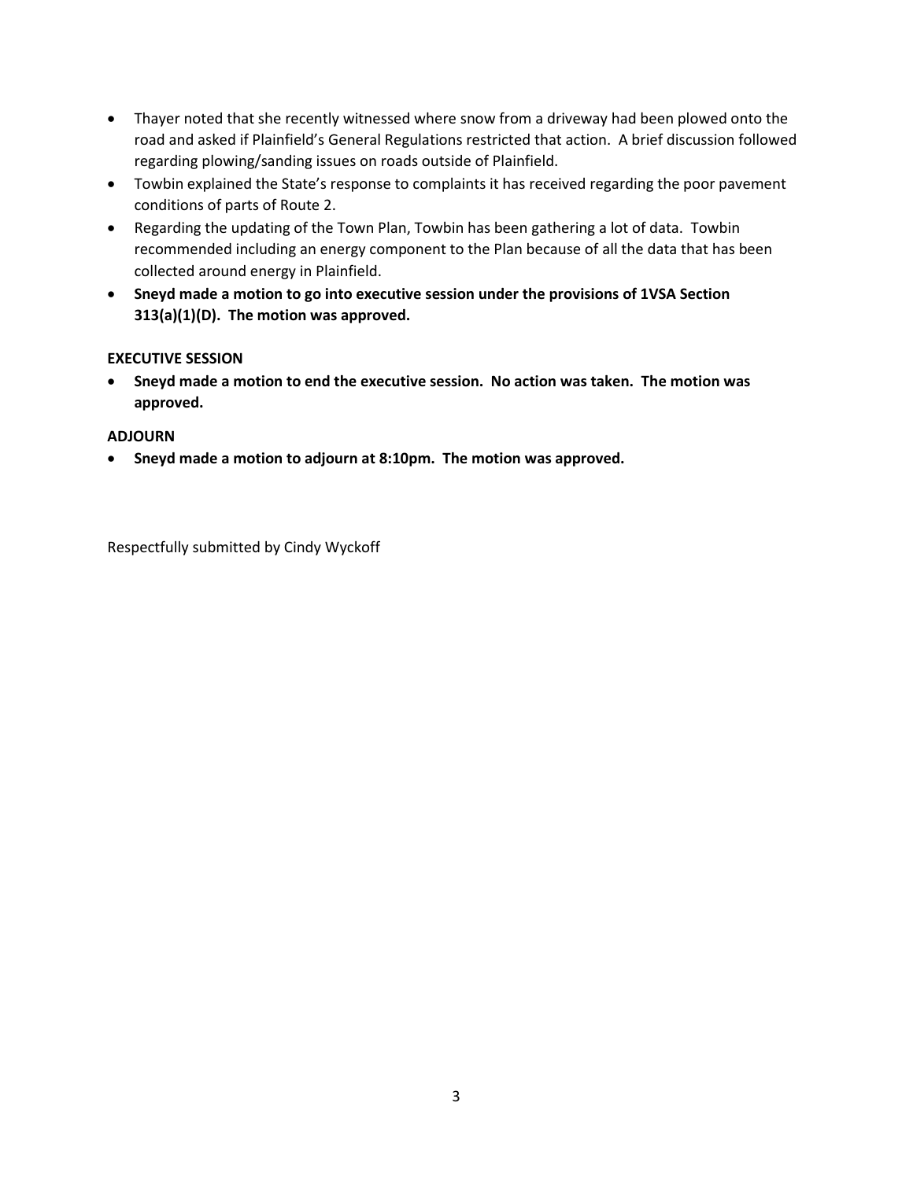- Thayer noted that she recently witnessed where snow from a driveway had been plowed onto the road and asked if Plainfield's General Regulations restricted that action. A brief discussion followed regarding plowing/sanding issues on roads outside of Plainfield.
- Towbin explained the State's response to complaints it has received regarding the poor pavement conditions of parts of Route 2.
- Regarding the updating of the Town Plan, Towbin has been gathering a lot of data. Towbin recommended including an energy component to the Plan because of all the data that has been collected around energy in Plainfield.
- **Sneyd made a motion to go into executive session under the provisions of 1VSA Section 313(a)(1)(D). The motion was approved.**

**EXECUTIVE SESSION**

- **Sneyd made a motion to end the executive session. No action was taken. The motion was approved.**

**ADJOURN**

- **Sneyd made a motion to adjourn at 8:10pm. The motion was approved.**

Respectfully submitted by Cindy Wyckoff